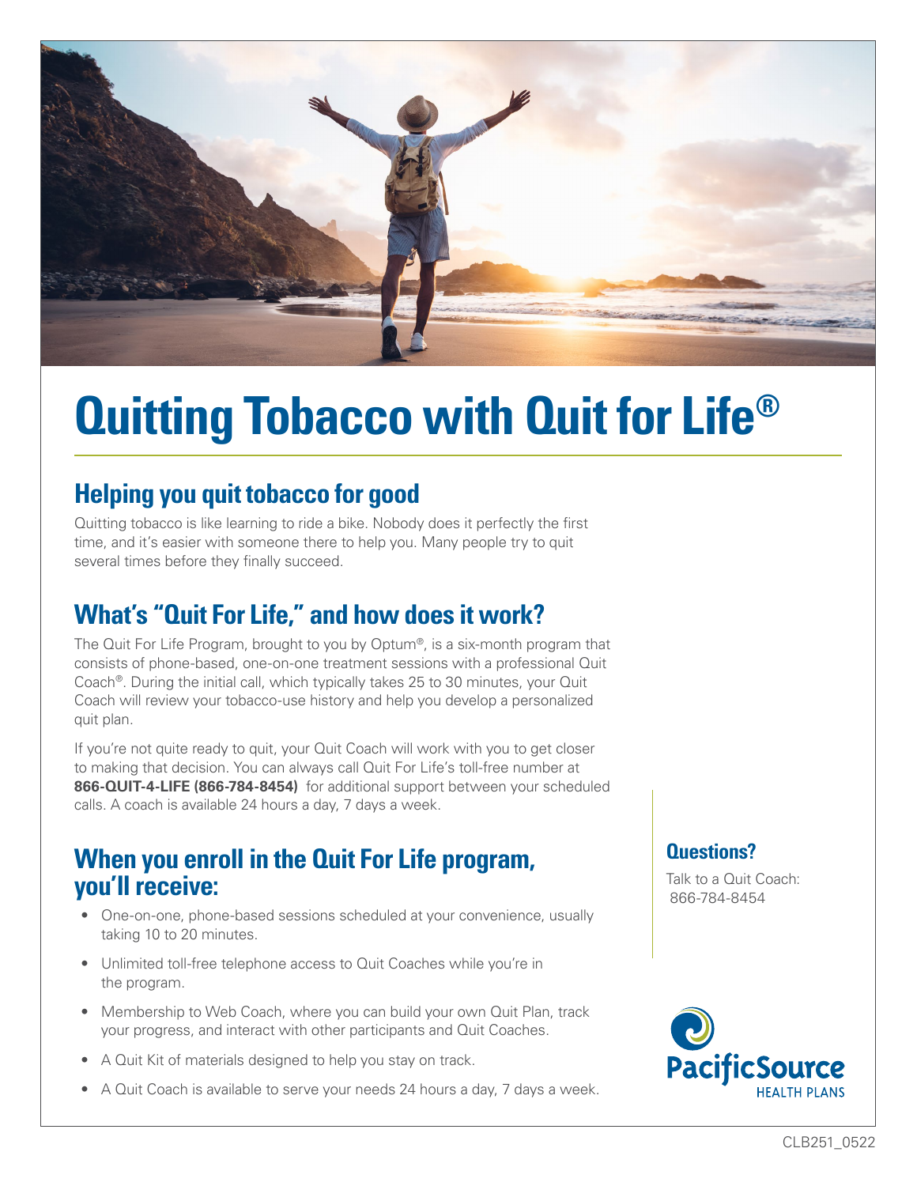# Quitting Tobacco with Quit for Life®

## Helping you quit tobacco for good

Quitting tobacco is like learning to ride a bike. Nobody does it perfectly the first time, and it's easier with someone there to help you. Many people try to quit several times before they finally succeed.

## What's "Quit For Life," and how does it work?

The Quit For Life Program, brought to you by Optum®, is a six-month program that consists of phone-based, one-on-one treatment sessions with a professional Quit Coach®. During the initial call, which typically takes 25 to 30 minutes, your Quit Coach will review your tobacco-use history and help you develop a personalized quit plan.

If you're not quite ready to quit, your Quit Coach will work with you to get closer to making that decision. You can always call Quit For Life's toll-free number at **866-QUIT-4-LIFE (866-784-8454)** for additional support between your scheduled calls. A coach is available 24 hours a day, 7 days a week.

## When you enroll in the Quit For Life program, you'll receive:

- One-on-one, phone-based sessions scheduled at your convenience, usually taking 10 to 20 minutes.
- Unlimited toll-free telephone access to Quit Coaches while you're in the program.
- Membership to Web Coach, where you can build your own Quit Plan, track your progress, and interact with other participants and Quit Coaches.
- A Quit Kit of materials designed to help you stay on track.
- A Quit Coach is available to serve your needs 24 hours a day, 7 days a week.

### Questions?

Talk to a Quit Coach: 866-784-8454

PacificSource HEALTH PLANS

CLB251_0522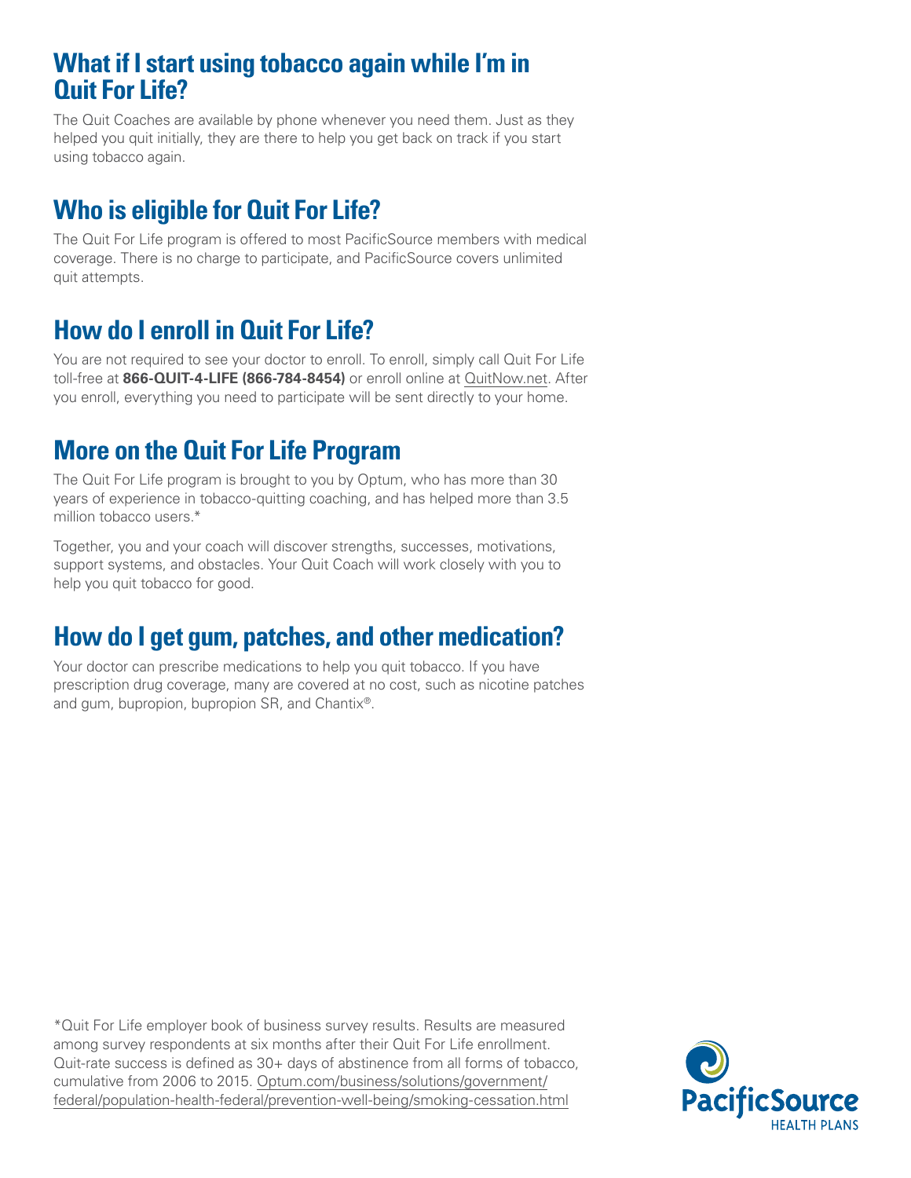## What if I start using tobacco again while I'm in Quit For Life?

The Quit Coaches are available by phone whenever you need them. Just as they helped you quit initially, they are there to help you get back on track if you start using tobacco again.

## Who is eligible for Quit For Life?

The Quit For Life program is offered to most PacificSource members with medical coverage. There is no charge to participate, and PacificSource covers unlimited quit attempts.

## How do I enroll in Quit For Life?

You are not required to see your doctor to enroll. To enroll, simply call Quit For Life toll-free at **866-QUIT-4-LIFE (866-784-8454)** or enroll online at QuitNow.net. After you enroll, everything you need to participate will be sent directly to your home.

## More on the Quit For Life Program

The Quit For Life program is brought to you by Optum, who has more than 30 years of experience in tobacco-quitting coaching, and has helped more than 3.5 million tobacco users.*

Together, you and your coach will discover strengths, successes, motivations, support systems, and obstacles. Your Quit Coach will work closely with you to help you quit tobacco for good.

## How do I get gum, patches, and other medication?

Your doctor can prescribe medications to help you quit tobacco. If you have prescription drug coverage, many are covered at no cost, such as nicotine patches and gum, bupropion, bupropion SR, and Chantix®.

*Quit For Life employer book of business survey results. Results are measured among survey respondents at six months after their Quit For Life enrollment. Quit-rate success is defined as 30+ days of abstinence from all forms of tobacco, cumulative from 2006 to 2015. Optum.com/business/solutions/government/federal/population-health-federal/prevention-well-being/smoking-cessation.html

PacificSource HEALTH PLANS